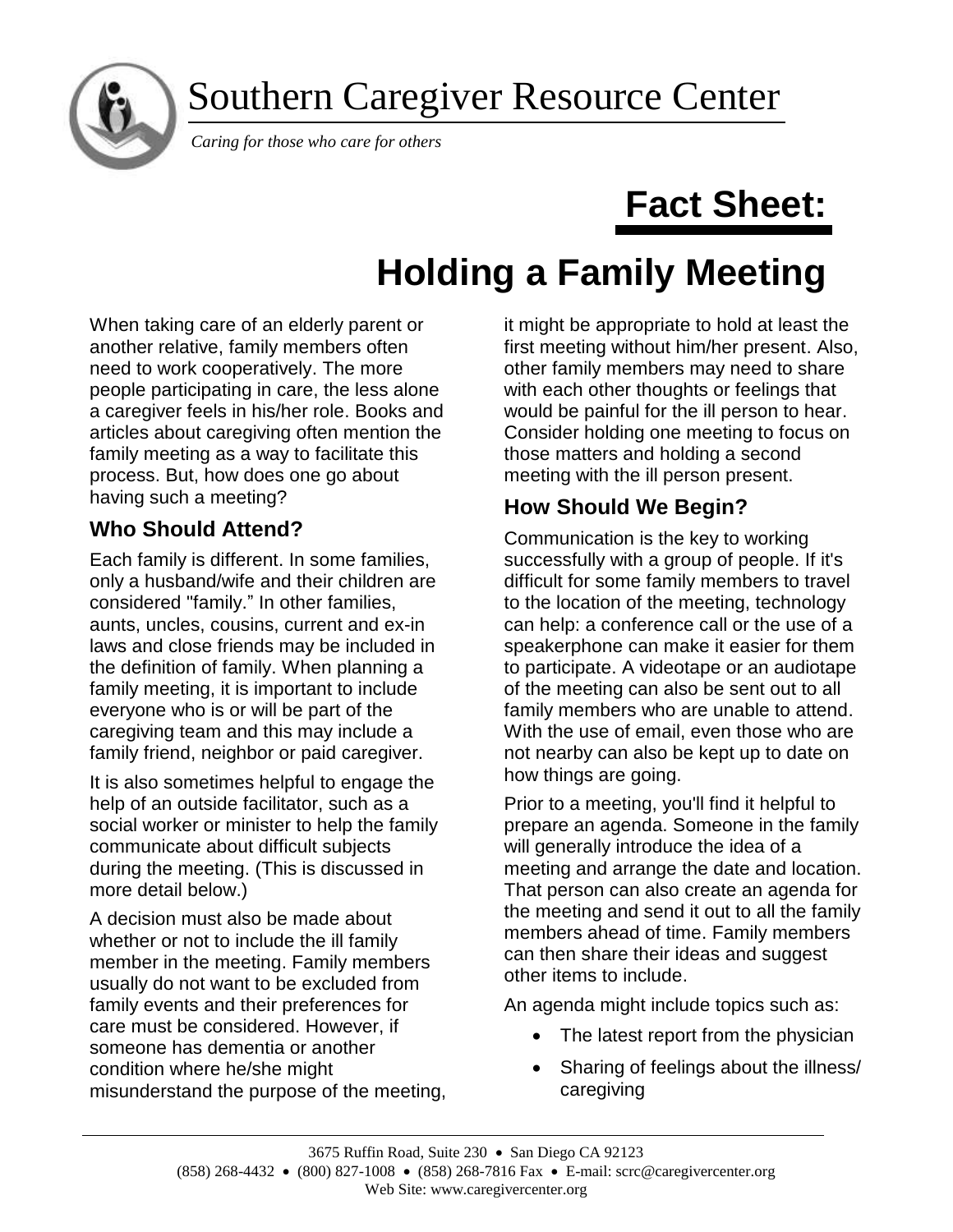# Southern Caregiver Resource Center

*Caring for those who care for others*

# Fact Sheet:

# Holding a Family Meeting

When taking care of an elderly parent or another relative, family members often need to work cooperatively. The more people participating in care, the less alone a caregiver feels in his/her role. Books and articles about caregiving often mention the family meeting as a way to facilitate this process. But, how does one go about having such a meeting?

## Who Should Attend?

Each family is different. In some families, only a husband/wife and their children are considered "family." In other families, aunts, uncles, cousins, current and ex-in laws and close friends may be included in the definition of family. When planning a family meeting, it is important to include everyone who is or will be part of the caregiving team and this may include a family friend, neighbor or paid caregiver.

It is also sometimes helpful to engage the help of an outside facilitator, such as a social worker or minister to help the family communicate about difficult subjects during the meeting. (This is discussed in more detail below.)

A decision must also be made about whether or not to include the ill family member in the meeting. Family members usually do not want to be excluded from family events and their preferences for care must be considered. However, if someone has dementia or another condition where he/she might misunderstand the purpose of the meeting, it might be appropriate to hold at least the first meeting without him/her present. Also, other family members may need to share with each other thoughts or feelings that would be painful for the ill person to hear. Consider holding one meeting to focus on those matters and holding a second meeting with the ill person present.

## How Should We Begin?

Communication is the key to working successfully with a group of people. If it's difficult for some family members to travel to the location of the meeting, technology can help: a conference call or the use of a speakerphone can make it easier for them to participate. A videotape or an audiotape of the meeting can also be sent out to all family members who are unable to attend. With the use of email, even those who are not nearby can also be kept up to date on how things are going.

Prior to a meeting, you'll find it helpful to prepare an agenda. Someone in the family will generally introduce the idea of a meeting and arrange the date and location. That person can also create an agenda for the meeting and send it out to all the family members ahead of time. Family members can then share their ideas and suggest other items to include.

An agenda might include topics such as:

- The latest report from the physician
- Sharing of feelings about the illness/ caregiving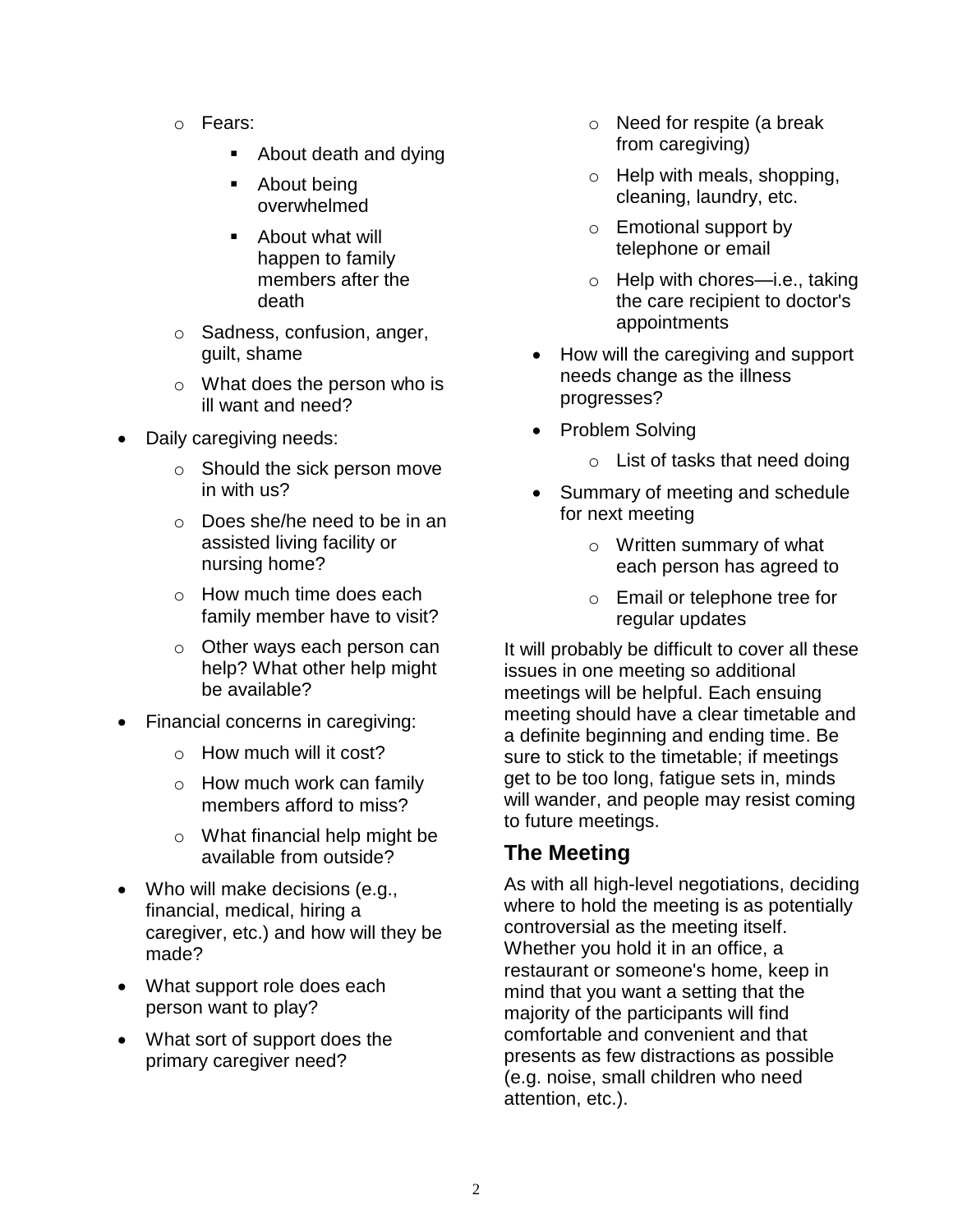- Fears:
    - About death and dying
    - About being overwhelmed
    - About what will happen to family members after the death
  - Sadness, confusion, anger, guilt, shame
  - What does the person who is ill want and need?
- Daily caregiving needs:
  - Should the sick person move in with us?
  - Does she/he need to be in an assisted living facility or nursing home?
  - How much time does each family member have to visit?
  - Other ways each person can help? What other help might be available?
- Financial concerns in caregiving:
  - How much will it cost?
  - How much work can family members afford to miss?
  - What financial help might be available from outside?
- Who will make decisions (e.g., financial, medical, hiring a caregiver, etc.) and how will they be made?
- What support role does each person want to play?
- What sort of support does the primary caregiver need?
  - Need for respite (a break from caregiving)
  - Help with meals, shopping, cleaning, laundry, etc.
  - Emotional support by telephone or email
  - Help with chores—i.e., taking the care recipient to doctor's appointments
- How will the caregiving and support needs change as the illness progresses?
- Problem Solving
  - List of tasks that need doing
- Summary of meeting and schedule for next meeting
  - Written summary of what each person has agreed to
  - Email or telephone tree for regular updates

It will probably be difficult to cover all these issues in one meeting so additional meetings will be helpful. Each ensuing meeting should have a clear timetable and a definite beginning and ending time. Be sure to stick to the timetable; if meetings get to be too long, fatigue sets in, minds will wander, and people may resist coming to future meetings.

## The Meeting

As with all high-level negotiations, deciding where to hold the meeting is as potentially controversial as the meeting itself. Whether you hold it in an office, a restaurant or someone's home, keep in mind that you want a setting that the majority of the participants will find comfortable and convenient and that presents as few distractions as possible (e.g. noise, small children who need attention, etc.).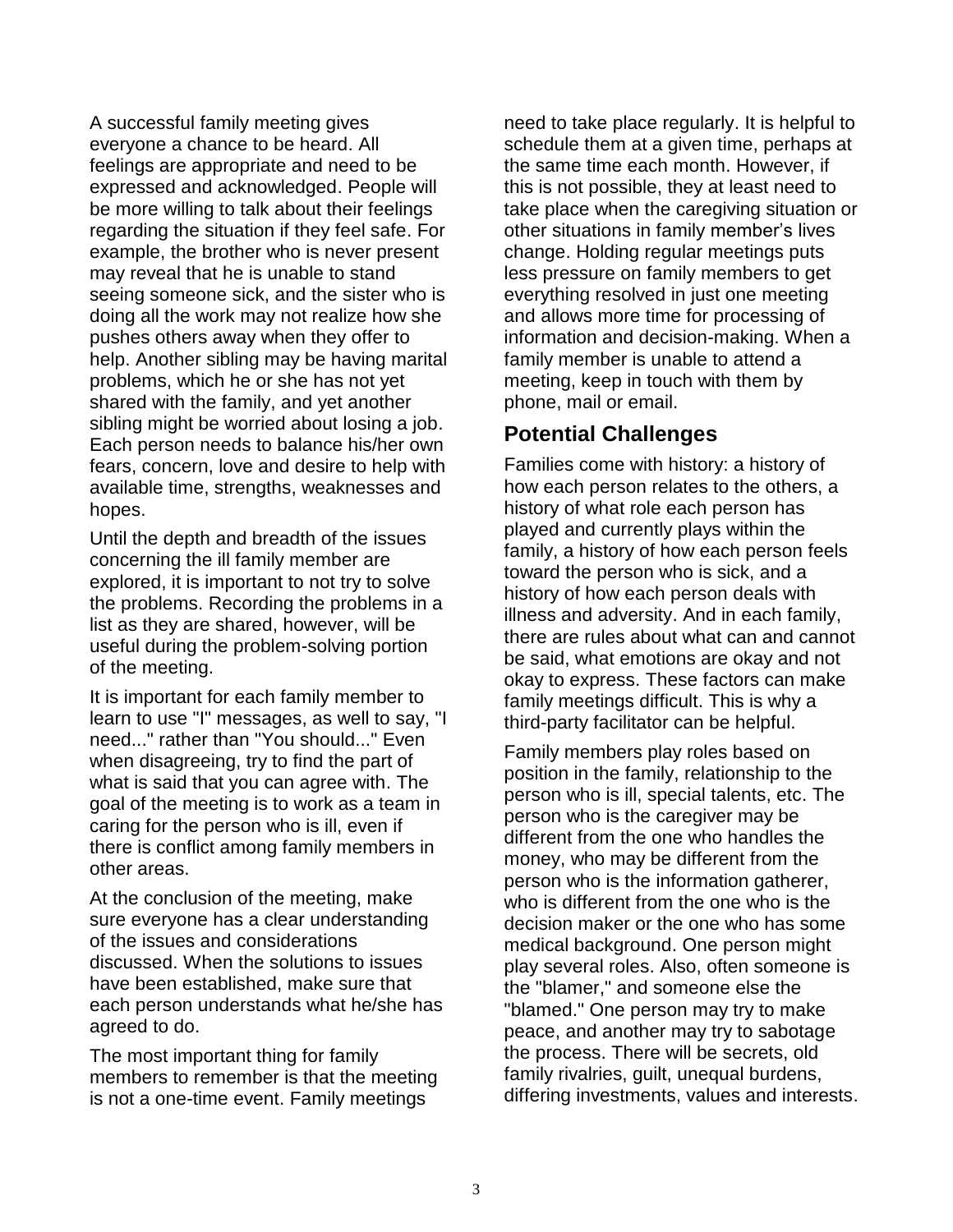A successful family meeting gives everyone a chance to be heard. All feelings are appropriate and need to be expressed and acknowledged. People will be more willing to talk about their feelings regarding the situation if they feel safe. For example, the brother who is never present may reveal that he is unable to stand seeing someone sick, and the sister who is doing all the work may not realize how she pushes others away when they offer to help. Another sibling may be having marital problems, which he or she has not yet shared with the family, and yet another sibling might be worried about losing a job. Each person needs to balance his/her own fears, concern, love and desire to help with available time, strengths, weaknesses and hopes.

Until the depth and breadth of the issues concerning the ill family member are explored, it is important to not try to solve the problems. Recording the problems in a list as they are shared, however, will be useful during the problem-solving portion of the meeting.

It is important for each family member to learn to use "I" messages, as well to say, "I need..." rather than "You should..." Even when disagreeing, try to find the part of what is said that you can agree with. The goal of the meeting is to work as a team in caring for the person who is ill, even if there is conflict among family members in other areas.

At the conclusion of the meeting, make sure everyone has a clear understanding of the issues and considerations discussed. When the solutions to issues have been established, make sure that each person understands what he/she has agreed to do.

The most important thing for family members to remember is that the meeting is not a one-time event. Family meetings need to take place regularly. It is helpful to schedule them at a given time, perhaps at the same time each month. However, if this is not possible, they at least need to take place when the caregiving situation or other situations in family member's lives change. Holding regular meetings puts less pressure on family members to get everything resolved in just one meeting and allows more time for processing of information and decision-making. When a family member is unable to attend a meeting, keep in touch with them by phone, mail or email.

## Potential Challenges

Families come with history: a history of how each person relates to the others, a history of what role each person has played and currently plays within the family, a history of how each person feels toward the person who is sick, and a history of how each person deals with illness and adversity. And in each family, there are rules about what can and cannot be said, what emotions are okay and not okay to express. These factors can make family meetings difficult. This is why a third-party facilitator can be helpful.

Family members play roles based on position in the family, relationship to the person who is ill, special talents, etc. The person who is the caregiver may be different from the one who handles the money, who may be different from the person who is the information gatherer, who is different from the one who is the decision maker or the one who has some medical background. One person might play several roles. Also, often someone is the "blamer," and someone else the "blamed." One person may try to make peace, and another may try to sabotage the process. There will be secrets, old family rivalries, guilt, unequal burdens, differing investments, values and interests.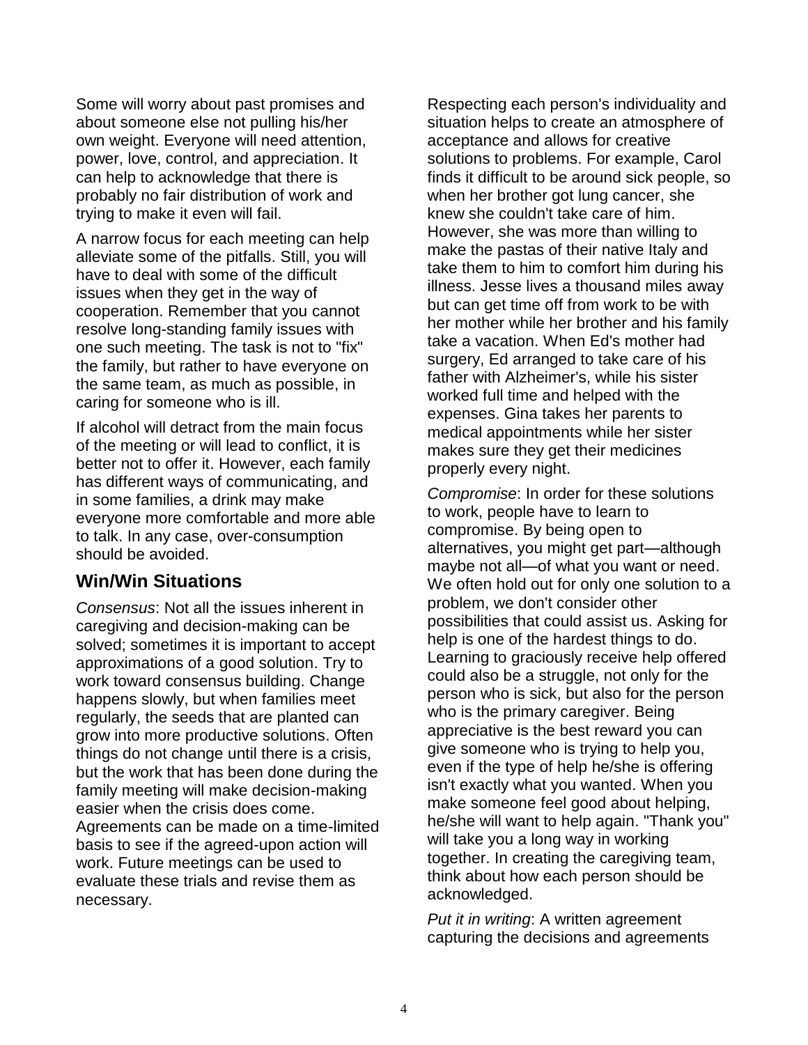Some will worry about past promises and about someone else not pulling his/her own weight. Everyone will need attention, power, love, control, and appreciation. It can help to acknowledge that there is probably no fair distribution of work and trying to make it even will fail.

A narrow focus for each meeting can help alleviate some of the pitfalls. Still, you will have to deal with some of the difficult issues when they get in the way of cooperation. Remember that you cannot resolve long-standing family issues with one such meeting. The task is not to "fix" the family, but rather to have everyone on the same team, as much as possible, in caring for someone who is ill.

If alcohol will detract from the main focus of the meeting or will lead to conflict, it is better not to offer it. However, each family has different ways of communicating, and in some families, a drink may make everyone more comfortable and more able to talk. In any case, over-consumption should be avoided.

## Win/Win Situations

*Consensus*: Not all the issues inherent in caregiving and decision-making can be solved; sometimes it is important to accept approximations of a good solution. Try to work toward consensus building. Change happens slowly, but when families meet regularly, the seeds that are planted can grow into more productive solutions. Often things do not change until there is a crisis, but the work that has been done during the family meeting will make decision-making easier when the crisis does come. Agreements can be made on a time-limited basis to see if the agreed-upon action will work. Future meetings can be used to evaluate these trials and revise them as necessary.

Respecting each person's individuality and situation helps to create an atmosphere of acceptance and allows for creative solutions to problems. For example, Carol finds it difficult to be around sick people, so when her brother got lung cancer, she knew she couldn't take care of him. However, she was more than willing to make the pastas of their native Italy and take them to him to comfort him during his illness. Jesse lives a thousand miles away but can get time off from work to be with her mother while her brother and his family take a vacation. When Ed's mother had surgery, Ed arranged to take care of his father with Alzheimer's, while his sister worked full time and helped with the expenses. Gina takes her parents to medical appointments while her sister makes sure they get their medicines properly every night.

*Compromise*: In order for these solutions to work, people have to learn to compromise. By being open to alternatives, you might get part—although maybe not all—of what you want or need. We often hold out for only one solution to a problem, we don't consider other possibilities that could assist us. Asking for help is one of the hardest things to do. Learning to graciously receive help offered could also be a struggle, not only for the person who is sick, but also for the person who is the primary caregiver. Being appreciative is the best reward you can give someone who is trying to help you, even if the type of help he/she is offering isn't exactly what you wanted. When you make someone feel good about helping, he/she will want to help again. "Thank you" will take you a long way in working together. In creating the caregiving team, think about how each person should be acknowledged.

*Put it in writing*: A written agreement capturing the decisions and agreements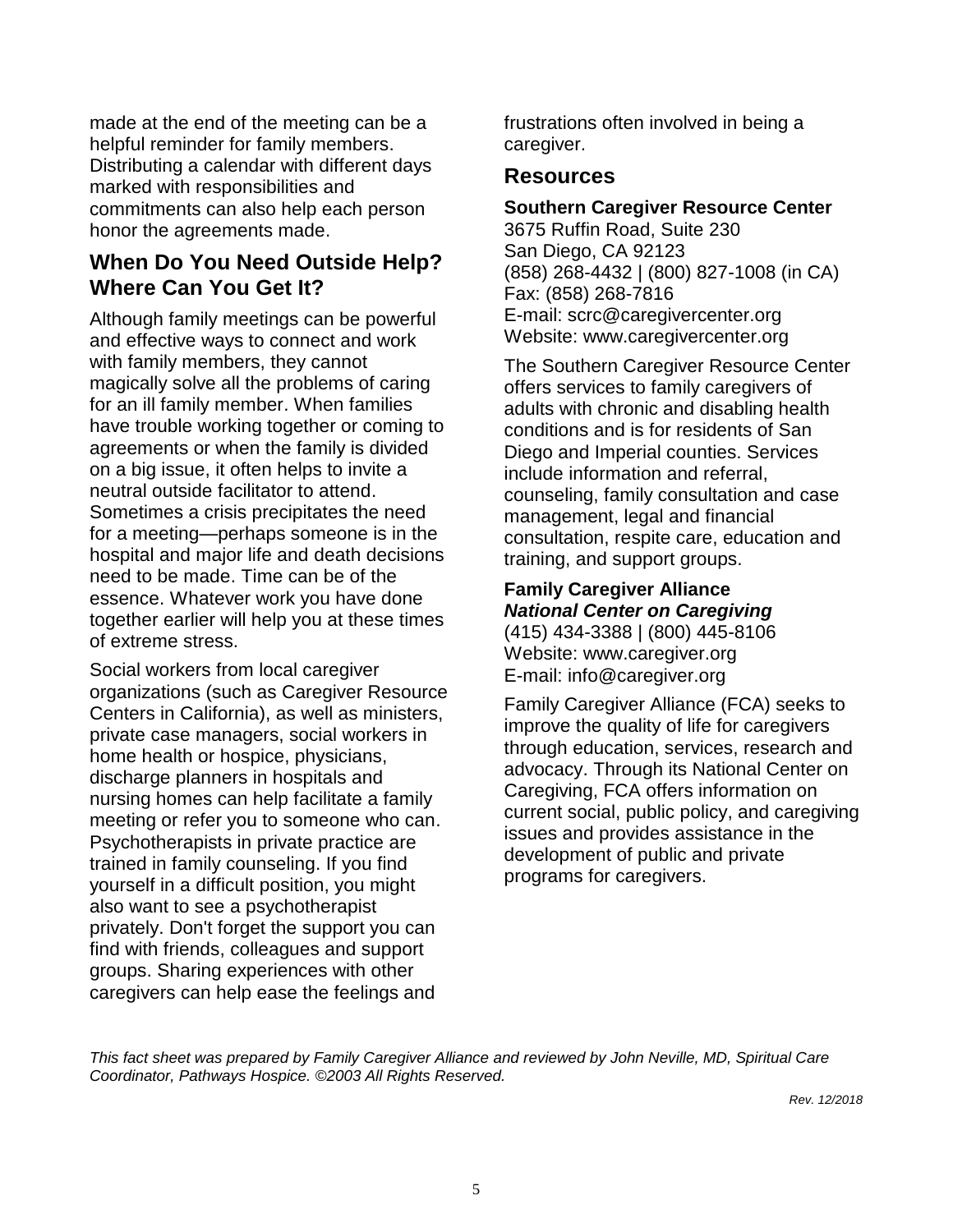made at the end of the meeting can be a helpful reminder for family members. Distributing a calendar with different days marked with responsibilities and commitments can also help each person honor the agreements made.

## When Do You Need Outside Help? Where Can You Get It?

Although family meetings can be powerful and effective ways to connect and work with family members, they cannot magically solve all the problems of caring for an ill family member. When families have trouble working together or coming to agreements or when the family is divided on a big issue, it often helps to invite a neutral outside facilitator to attend. Sometimes a crisis precipitates the need for a meeting—perhaps someone is in the hospital and major life and death decisions need to be made. Time can be of the essence. Whatever work you have done together earlier will help you at these times of extreme stress.

Social workers from local caregiver organizations (such as Caregiver Resource Centers in California), as well as ministers, private case managers, social workers in home health or hospice, physicians, discharge planners in hospitals and nursing homes can help facilitate a family meeting or refer you to someone who can. Psychotherapists in private practice are trained in family counseling. If you find yourself in a difficult position, you might also want to see a psychotherapist privately. Don't forget the support you can find with friends, colleagues and support groups. Sharing experiences with other caregivers can help ease the feelings and frustrations often involved in being a caregiver.

## Resources

**Southern Caregiver Resource Center**
3675 Ruffin Road, Suite 230
San Diego, CA 92123
(858) 268-4432 | (800) 827-1008 (in CA)
Fax: (858) 268-7816
E-mail: scrc@caregivercenter.org
Website: www.caregivercenter.org

The Southern Caregiver Resource Center offers services to family caregivers of adults with chronic and disabling health conditions and is for residents of San Diego and Imperial counties. Services include information and referral, counseling, family consultation and case management, legal and financial consultation, respite care, education and training, and support groups.

**Family Caregiver Alliance**
***National Center on Caregiving***
(415) 434-3388 | (800) 445-8106
Website: www.caregiver.org
E-mail: info@caregiver.org

Family Caregiver Alliance (FCA) seeks to improve the quality of life for caregivers through education, services, research and advocacy. Through its National Center on Caregiving, FCA offers information on current social, public policy, and caregiving issues and provides assistance in the development of public and private programs for caregivers.

*This fact sheet was prepared by Family Caregiver Alliance and reviewed by John Neville, MD, Spiritual Care Coordinator, Pathways Hospice. ©2003 All Rights Reserved.*

*Rev. 12/2018*